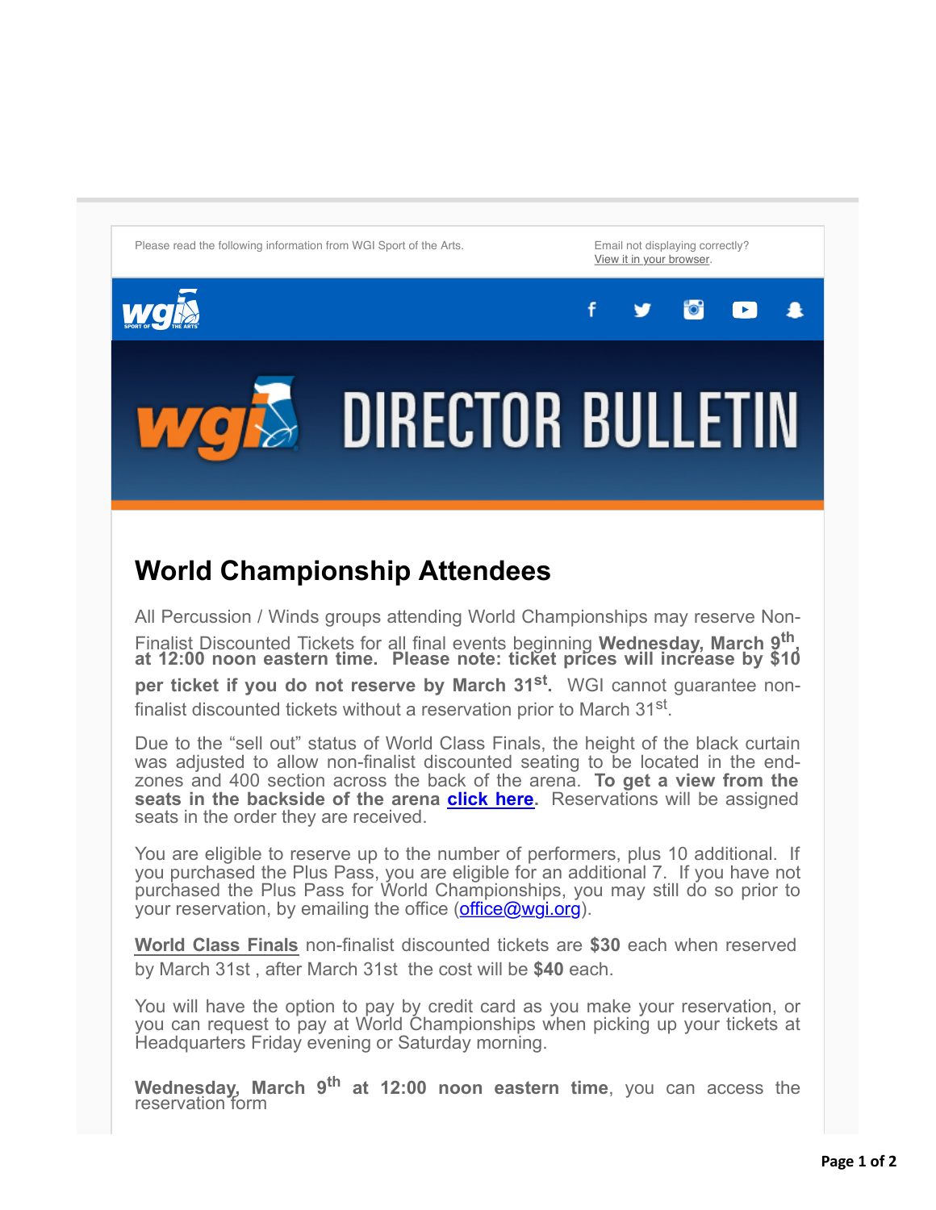Please read the following information from WGI Sport of the Arts.

Email not displaying correctly?
View it in your browser.

# DIRECTOR BULLETIN

## World Championship Attendees

All Percussion / Winds groups attending World Championships may reserve Non-Finalist Discounted Tickets for all final events beginning **Wednesday, March 9th, at 12:00 noon eastern time. Please note: ticket prices will increase by $10 per ticket if you do not reserve by March 31st.** WGI cannot guarantee non-finalist discounted tickets without a reservation prior to March 31st.

Due to the "sell out" status of World Class Finals, the height of the black curtain was adjusted to allow non-finalist discounted seating to be located in the end-zones and 400 section across the back of the arena. **To get a view from the seats in the backside of the arena click here.** Reservations will be assigned seats in the order they are received.

You are eligible to reserve up to the number of performers, plus 10 additional. If you purchased the Plus Pass, you are eligible for an additional 7. If you have not purchased the Plus Pass for World Championships, you may still do so prior to your reservation, by emailing the office (office@wgi.org).

World Class Finals non-finalist discounted tickets are **$30** each when reserved by March 31st , after March 31st the cost will be **$40** each.

You will have the option to pay by credit card as you make your reservation, or you can request to pay at World Championships when picking up your tickets at Headquarters Friday evening or Saturday morning.

**Wednesday, March 9th at 12:00 noon eastern time**, you can access the reservation form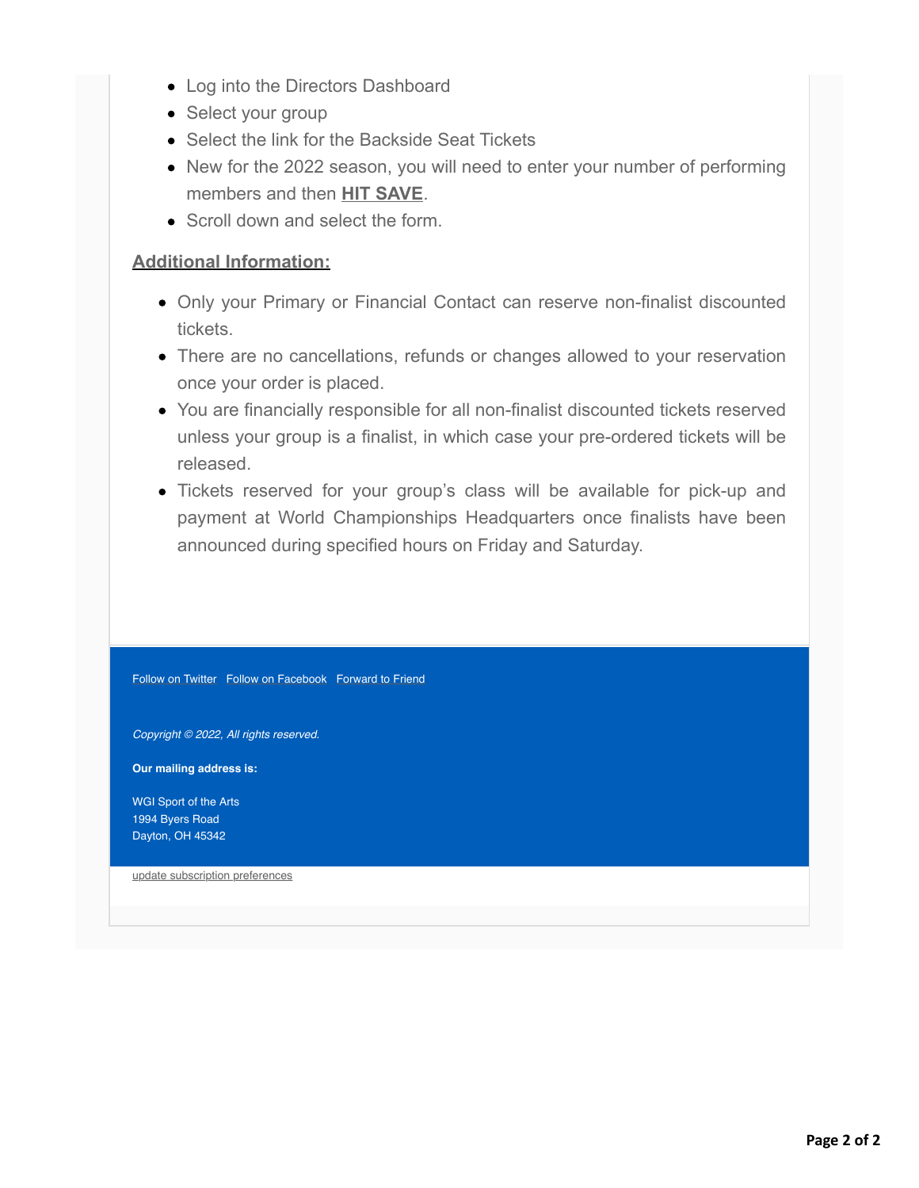- Log into the Directors Dashboard
- Select your group
- Select the link for the Backside Seat Tickets
- New for the 2022 season, you will need to enter your number of performing members and then **HIT SAVE**.
- Scroll down and select the form.

**Additional Information:**

- Only your Primary or Financial Contact can reserve non-finalist discounted tickets.
- There are no cancellations, refunds or changes allowed to your reservation once your order is placed.
- You are financially responsible for all non-finalist discounted tickets reserved unless your group is a finalist, in which case your pre-ordered tickets will be released.
- Tickets reserved for your group's class will be available for pick-up and payment at World Championships Headquarters once finalists have been announced during specified hours on Friday and Saturday.

Follow on Twitter Follow on Facebook Forward to Friend

*Copyright © 2022, All rights reserved.*

**Our mailing address is:**

WGI Sport of the Arts
1994 Byers Road
Dayton, OH 45342

update subscription preferences